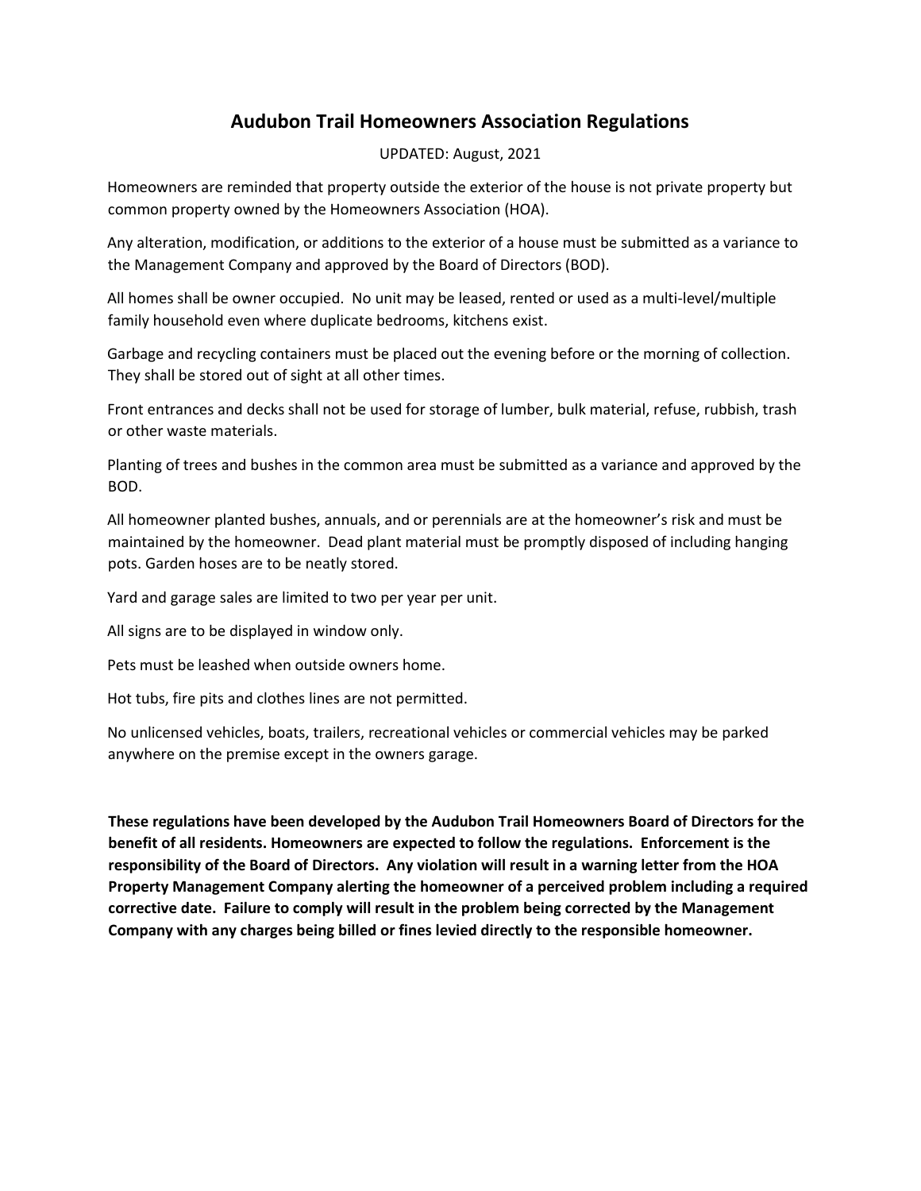# Audubon Trail Homeowners Association Regulations

UPDATED: August, 2021

Homeowners are reminded that property outside the exterior of the house is not private property but common property owned by the Homeowners Association (HOA).

Any alteration, modification, or additions to the exterior of a house must be submitted as a variance to the Management Company and approved by the Board of Directors (BOD).

All homes shall be owner occupied. No unit may be leased, rented or used as a multi-level/multiple family household even where duplicate bedrooms, kitchens exist.

Garbage and recycling containers must be placed out the evening before or the morning of collection. They shall be stored out of sight at all other times.

Front entrances and decks shall not be used for storage of lumber, bulk material, refuse, rubbish, trash or other waste materials.

Planting of trees and bushes in the common area must be submitted as a variance and approved by the BOD.

All homeowner planted bushes, annuals, and or perennials are at the homeowner's risk and must be maintained by the homeowner. Dead plant material must be promptly disposed of including hanging pots. Garden hoses are to be neatly stored.

Yard and garage sales are limited to two per year per unit.

All signs are to be displayed in window only.

Pets must be leashed when outside owners home.

Hot tubs, fire pits and clothes lines are not permitted.

No unlicensed vehicles, boats, trailers, recreational vehicles or commercial vehicles may be parked anywhere on the premise except in the owners garage.

**These regulations have been developed by the Audubon Trail Homeowners Board of Directors for the benefit of all residents. Homeowners are expected to follow the regulations. Enforcement is the responsibility of the Board of Directors. Any violation will result in a warning letter from the HOA Property Management Company alerting the homeowner of a perceived problem including a required corrective date. Failure to comply will result in the problem being corrected by the Management Company with any charges being billed or fines levied directly to the responsible homeowner.**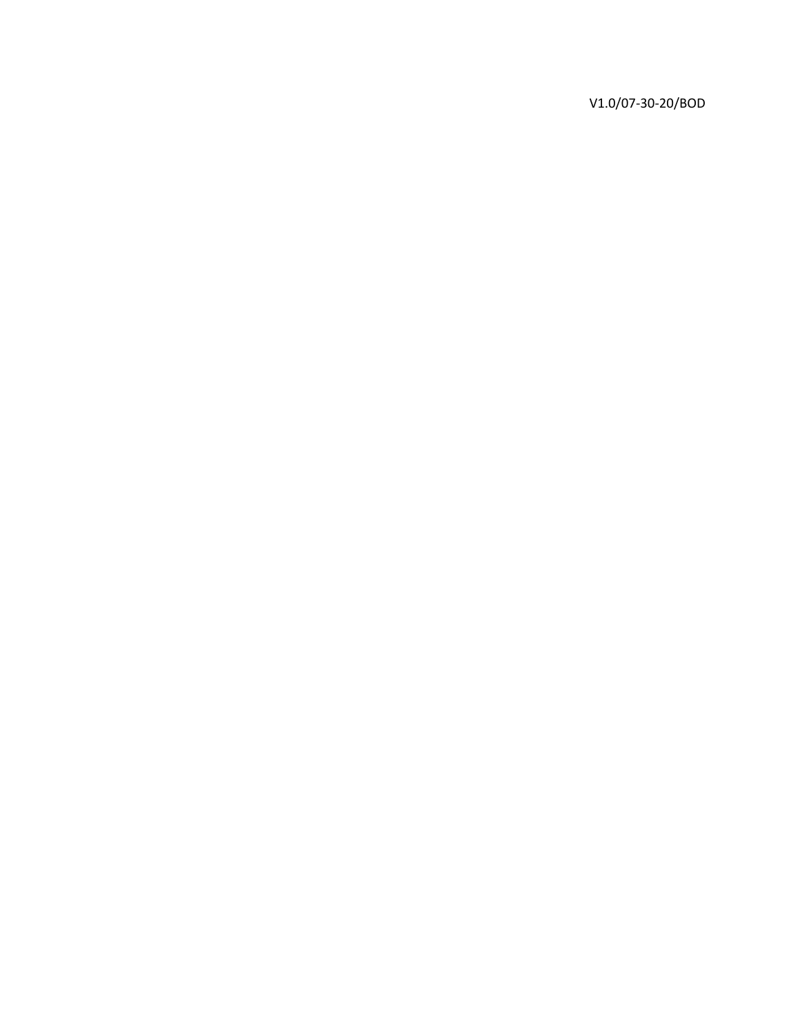V1.0/07-30-20/BOD